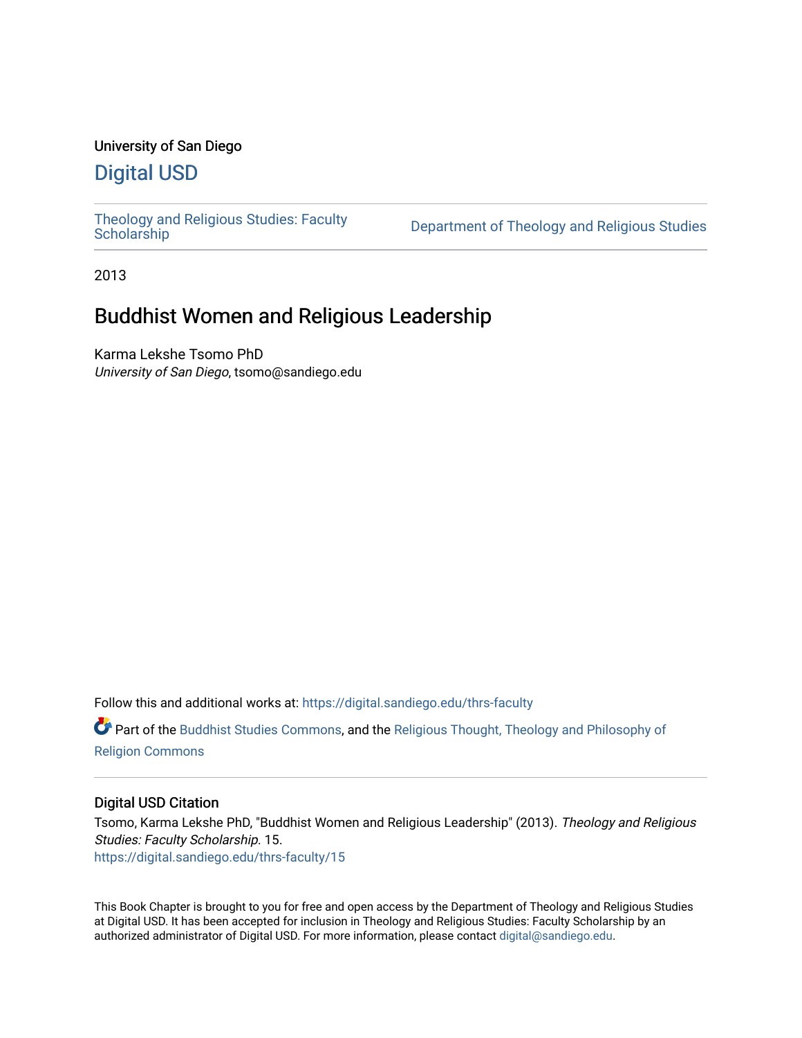University of San Diego

# Digital USD

Theology and Religious Studies: Faculty Scholarship | Department of Theology and Religious Studies

2013

## Buddhist Women and Religious Leadership

Karma Lekshe Tsomo PhD
*University of San Diego*, tsomo@sandiego.edu

Follow this and additional works at: https://digital.sandiego.edu/thrs-faculty

Part of the Buddhist Studies Commons, and the Religious Thought, Theology and Philosophy of Religion Commons

### Digital USD Citation

Tsomo, Karma Lekshe PhD, "Buddhist Women and Religious Leadership" (2013). *Theology and Religious Studies: Faculty Scholarship*. 15.
https://digital.sandiego.edu/thrs-faculty/15

This Book Chapter is brought to you for free and open access by the Department of Theology and Religious Studies at Digital USD. It has been accepted for inclusion in Theology and Religious Studies: Faculty Scholarship by an authorized administrator of Digital USD. For more information, please contact digital@sandiego.edu.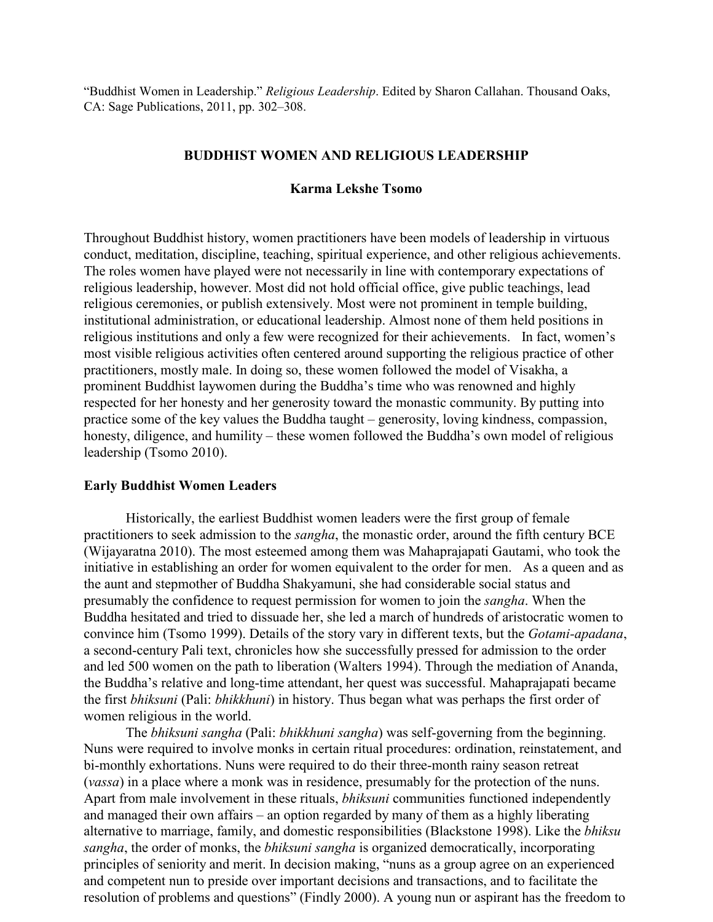"Buddhist Women in Leadership." *Religious Leadership*. Edited by Sharon Callahan. Thousand Oaks, CA: Sage Publications, 2011, pp. 302–308.

# BUDDHIST WOMEN AND RELIGIOUS LEADERSHIP

**Karma Lekshe Tsomo**

Throughout Buddhist history, women practitioners have been models of leadership in virtuous conduct, meditation, discipline, teaching, spiritual experience, and other religious achievements. The roles women have played were not necessarily in line with contemporary expectations of religious leadership, however. Most did not hold official office, give public teachings, lead religious ceremonies, or publish extensively. Most were not prominent in temple building, institutional administration, or educational leadership. Almost none of them held positions in religious institutions and only a few were recognized for their achievements. In fact, women's most visible religious activities often centered around supporting the religious practice of other practitioners, mostly male. In doing so, these women followed the model of Visakha, a prominent Buddhist laywomen during the Buddha's time who was renowned and highly respected for her honesty and her generosity toward the monastic community. By putting into practice some of the key values the Buddha taught – generosity, loving kindness, compassion, honesty, diligence, and humility – these women followed the Buddha's own model of religious leadership (Tsomo 2010).

## Early Buddhist Women Leaders

Historically, the earliest Buddhist women leaders were the first group of female practitioners to seek admission to the *sangha*, the monastic order, around the fifth century BCE (Wijayaratna 2010). The most esteemed among them was Mahaprajapati Gautami, who took the initiative in establishing an order for women equivalent to the order for men. As a queen and as the aunt and stepmother of Buddha Shakyamuni, she had considerable social status and presumably the confidence to request permission for women to join the *sangha*. When the Buddha hesitated and tried to dissuade her, she led a march of hundreds of aristocratic women to convince him (Tsomo 1999). Details of the story vary in different texts, but the *Gotami-apadana*, a second-century Pali text, chronicles how she successfully pressed for admission to the order and led 500 women on the path to liberation (Walters 1994). Through the mediation of Ananda, the Buddha's relative and long-time attendant, her quest was successful. Mahaprajapati became the first *bhiksuni* (Pali: *bhikkhuni*) in history. Thus began what was perhaps the first order of women religious in the world.

The *bhiksuni sangha* (Pali: *bhikkhuni sangha*) was self-governing from the beginning. Nuns were required to involve monks in certain ritual procedures: ordination, reinstatement, and bi-monthly exhortations. Nuns were required to do their three-month rainy season retreat (*vassa*) in a place where a monk was in residence, presumably for the protection of the nuns. Apart from male involvement in these rituals, *bhiksuni* communities functioned independently and managed their own affairs – an option regarded by many of them as a highly liberating alternative to marriage, family, and domestic responsibilities (Blackstone 1998). Like the *bhiksu sangha*, the order of monks, the *bhiksuni sangha* is organized democratically, incorporating principles of seniority and merit. In decision making, "nuns as a group agree on an experienced and competent nun to preside over important decisions and transactions, and to facilitate the resolution of problems and questions" (Findly 2000). A young nun or aspirant has the freedom to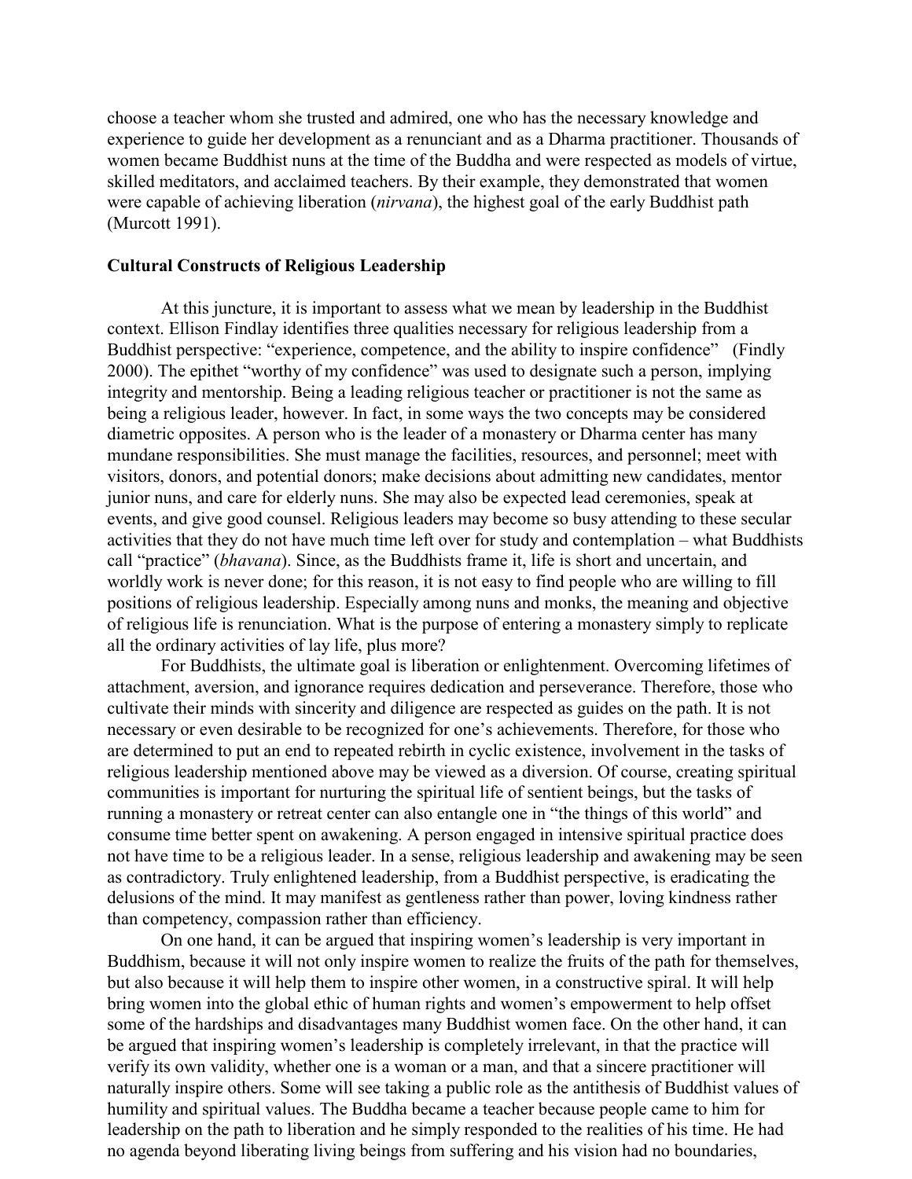choose a teacher whom she trusted and admired, one who has the necessary knowledge and experience to guide her development as a renunciant and as a Dharma practitioner. Thousands of women became Buddhist nuns at the time of the Buddha and were respected as models of virtue, skilled meditators, and acclaimed teachers. By their example, they demonstrated that women were capable of achieving liberation (*nirvana*), the highest goal of the early Buddhist path (Murcott 1991).

## Cultural Constructs of Religious Leadership

At this juncture, it is important to assess what we mean by leadership in the Buddhist context. Ellison Findlay identifies three qualities necessary for religious leadership from a Buddhist perspective: "experience, competence, and the ability to inspire confidence" (Findly 2000). The epithet "worthy of my confidence" was used to designate such a person, implying integrity and mentorship. Being a leading religious teacher or practitioner is not the same as being a religious leader, however. In fact, in some ways the two concepts may be considered diametric opposites. A person who is the leader of a monastery or Dharma center has many mundane responsibilities. She must manage the facilities, resources, and personnel; meet with visitors, donors, and potential donors; make decisions about admitting new candidates, mentor junior nuns, and care for elderly nuns. She may also be expected lead ceremonies, speak at events, and give good counsel. Religious leaders may become so busy attending to these secular activities that they do not have much time left over for study and contemplation – what Buddhists call "practice" (*bhavana*). Since, as the Buddhists frame it, life is short and uncertain, and worldly work is never done; for this reason, it is not easy to find people who are willing to fill positions of religious leadership. Especially among nuns and monks, the meaning and objective of religious life is renunciation. What is the purpose of entering a monastery simply to replicate all the ordinary activities of lay life, plus more?

For Buddhists, the ultimate goal is liberation or enlightenment. Overcoming lifetimes of attachment, aversion, and ignorance requires dedication and perseverance. Therefore, those who cultivate their minds with sincerity and diligence are respected as guides on the path. It is not necessary or even desirable to be recognized for one's achievements. Therefore, for those who are determined to put an end to repeated rebirth in cyclic existence, involvement in the tasks of religious leadership mentioned above may be viewed as a diversion. Of course, creating spiritual communities is important for nurturing the spiritual life of sentient beings, but the tasks of running a monastery or retreat center can also entangle one in "the things of this world" and consume time better spent on awakening. A person engaged in intensive spiritual practice does not have time to be a religious leader. In a sense, religious leadership and awakening may be seen as contradictory. Truly enlightened leadership, from a Buddhist perspective, is eradicating the delusions of the mind. It may manifest as gentleness rather than power, loving kindness rather than competency, compassion rather than efficiency.

On one hand, it can be argued that inspiring women's leadership is very important in Buddhism, because it will not only inspire women to realize the fruits of the path for themselves, but also because it will help them to inspire other women, in a constructive spiral. It will help bring women into the global ethic of human rights and women's empowerment to help offset some of the hardships and disadvantages many Buddhist women face. On the other hand, it can be argued that inspiring women's leadership is completely irrelevant, in that the practice will verify its own validity, whether one is a woman or a man, and that a sincere practitioner will naturally inspire others. Some will see taking a public role as the antithesis of Buddhist values of humility and spiritual values. The Buddha became a teacher because people came to him for leadership on the path to liberation and he simply responded to the realities of his time. He had no agenda beyond liberating living beings from suffering and his vision had no boundaries,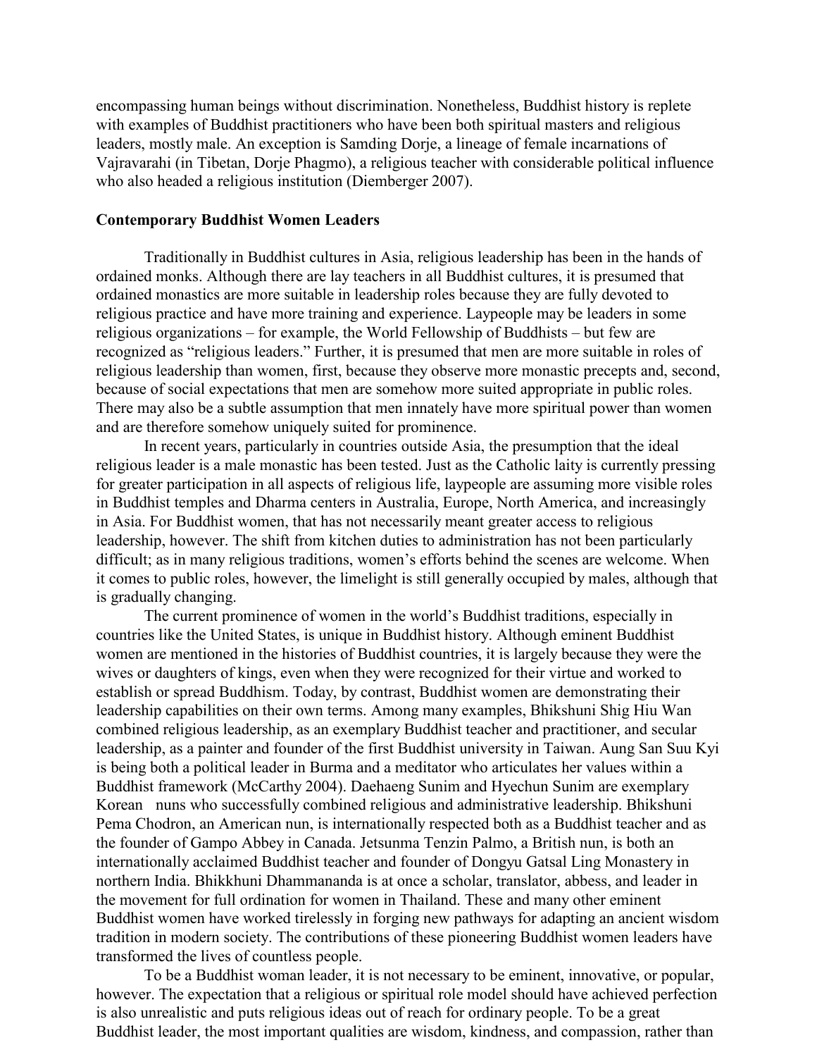encompassing human beings without discrimination. Nonetheless, Buddhist history is replete with examples of Buddhist practitioners who have been both spiritual masters and religious leaders, mostly male. An exception is Samding Dorje, a lineage of female incarnations of Vajravarahi (in Tibetan, Dorje Phagmo), a religious teacher with considerable political influence who also headed a religious institution (Diemberger 2007).

**Contemporary Buddhist Women Leaders**

Traditionally in Buddhist cultures in Asia, religious leadership has been in the hands of ordained monks. Although there are lay teachers in all Buddhist cultures, it is presumed that ordained monastics are more suitable in leadership roles because they are fully devoted to religious practice and have more training and experience. Laypeople may be leaders in some religious organizations – for example, the World Fellowship of Buddhists – but few are recognized as "religious leaders." Further, it is presumed that men are more suitable in roles of religious leadership than women, first, because they observe more monastic precepts and, second, because of social expectations that men are somehow more suited appropriate in public roles. There may also be a subtle assumption that men innately have more spiritual power than women and are therefore somehow uniquely suited for prominence.

In recent years, particularly in countries outside Asia, the presumption that the ideal religious leader is a male monastic has been tested. Just as the Catholic laity is currently pressing for greater participation in all aspects of religious life, laypeople are assuming more visible roles in Buddhist temples and Dharma centers in Australia, Europe, North America, and increasingly in Asia. For Buddhist women, that has not necessarily meant greater access to religious leadership, however. The shift from kitchen duties to administration has not been particularly difficult; as in many religious traditions, women's efforts behind the scenes are welcome. When it comes to public roles, however, the limelight is still generally occupied by males, although that is gradually changing.

The current prominence of women in the world's Buddhist traditions, especially in countries like the United States, is unique in Buddhist history. Although eminent Buddhist women are mentioned in the histories of Buddhist countries, it is largely because they were the wives or daughters of kings, even when they were recognized for their virtue and worked to establish or spread Buddhism. Today, by contrast, Buddhist women are demonstrating their leadership capabilities on their own terms. Among many examples, Bhikshuni Shig Hiu Wan combined religious leadership, as an exemplary Buddhist teacher and practitioner, and secular leadership, as a painter and founder of the first Buddhist university in Taiwan. Aung San Suu Kyi is being both a political leader in Burma and a meditator who articulates her values within a Buddhist framework (McCarthy 2004). Daehaeng Sunim and Hyechun Sunim are exemplary Korean nuns who successfully combined religious and administrative leadership. Bhikshuni Pema Chodron, an American nun, is internationally respected both as a Buddhist teacher and as the founder of Gampo Abbey in Canada. Jetsunma Tenzin Palmo, a British nun, is both an internationally acclaimed Buddhist teacher and founder of Dongyu Gatsal Ling Monastery in northern India. Bhikkhuni Dhammananda is at once a scholar, translator, abbess, and leader in the movement for full ordination for women in Thailand. These and many other eminent Buddhist women have worked tirelessly in forging new pathways for adapting an ancient wisdom tradition in modern society. The contributions of these pioneering Buddhist women leaders have transformed the lives of countless people.

To be a Buddhist woman leader, it is not necessary to be eminent, innovative, or popular, however. The expectation that a religious or spiritual role model should have achieved perfection is also unrealistic and puts religious ideas out of reach for ordinary people. To be a great Buddhist leader, the most important qualities are wisdom, kindness, and compassion, rather than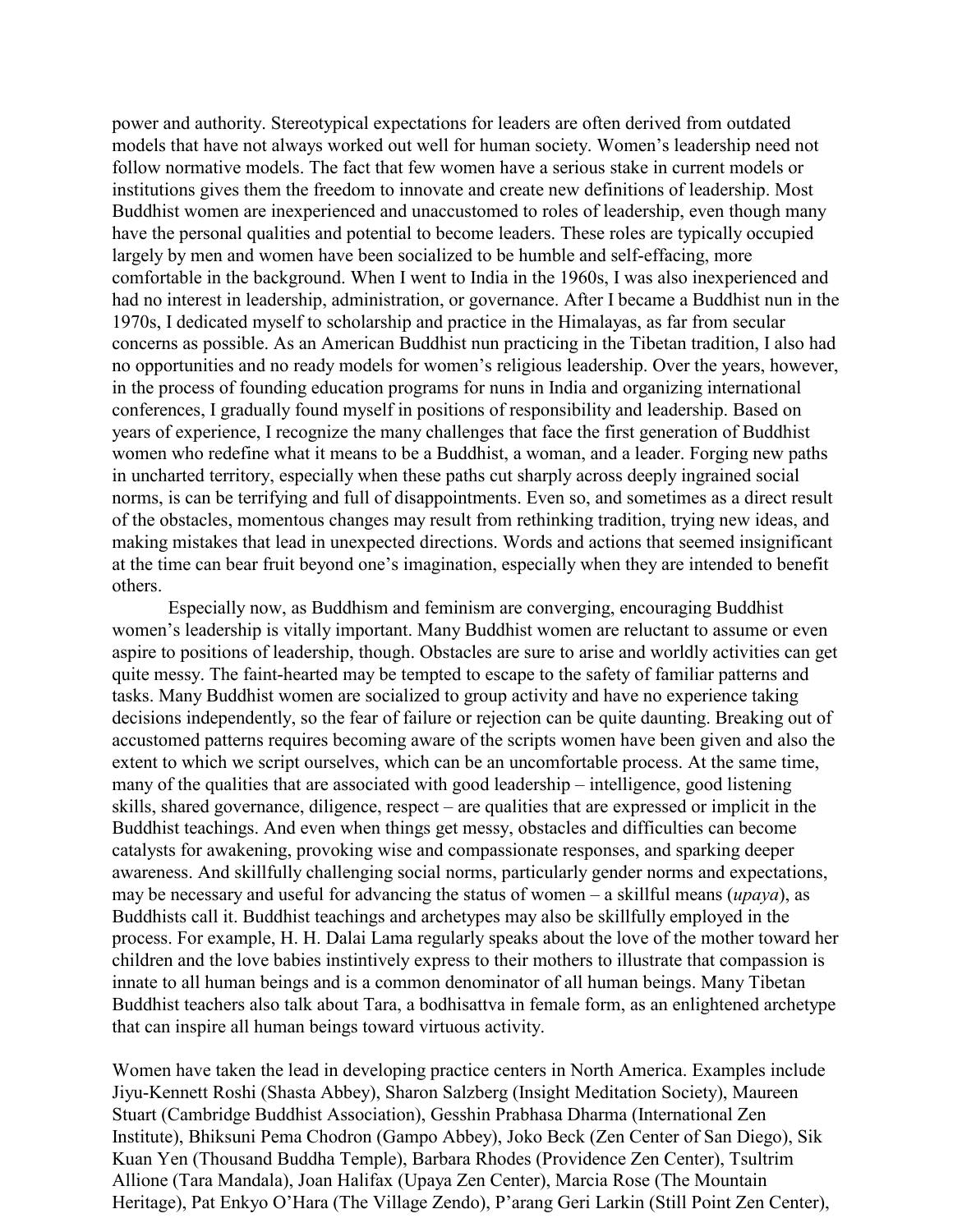power and authority. Stereotypical expectations for leaders are often derived from outdated models that have not always worked out well for human society. Women's leadership need not follow normative models. The fact that few women have a serious stake in current models or institutions gives them the freedom to innovate and create new definitions of leadership. Most Buddhist women are inexperienced and unaccustomed to roles of leadership, even though many have the personal qualities and potential to become leaders. These roles are typically occupied largely by men and women have been socialized to be humble and self-effacing, more comfortable in the background. When I went to India in the 1960s, I was also inexperienced and had no interest in leadership, administration, or governance. After I became a Buddhist nun in the 1970s, I dedicated myself to scholarship and practice in the Himalayas, as far from secular concerns as possible. As an American Buddhist nun practicing in the Tibetan tradition, I also had no opportunities and no ready models for women's religious leadership. Over the years, however, in the process of founding education programs for nuns in India and organizing international conferences, I gradually found myself in positions of responsibility and leadership. Based on years of experience, I recognize the many challenges that face the first generation of Buddhist women who redefine what it means to be a Buddhist, a woman, and a leader. Forging new paths in uncharted territory, especially when these paths cut sharply across deeply ingrained social norms, is can be terrifying and full of disappointments. Even so, and sometimes as a direct result of the obstacles, momentous changes may result from rethinking tradition, trying new ideas, and making mistakes that lead in unexpected directions. Words and actions that seemed insignificant at the time can bear fruit beyond one's imagination, especially when they are intended to benefit others.

Especially now, as Buddhism and feminism are converging, encouraging Buddhist women's leadership is vitally important. Many Buddhist women are reluctant to assume or even aspire to positions of leadership, though. Obstacles are sure to arise and worldly activities can get quite messy. The faint-hearted may be tempted to escape to the safety of familiar patterns and tasks. Many Buddhist women are socialized to group activity and have no experience taking decisions independently, so the fear of failure or rejection can be quite daunting. Breaking out of accustomed patterns requires becoming aware of the scripts women have been given and also the extent to which we script ourselves, which can be an uncomfortable process. At the same time, many of the qualities that are associated with good leadership – intelligence, good listening skills, shared governance, diligence, respect – are qualities that are expressed or implicit in the Buddhist teachings. And even when things get messy, obstacles and difficulties can become catalysts for awakening, provoking wise and compassionate responses, and sparking deeper awareness. And skillfully challenging social norms, particularly gender norms and expectations, may be necessary and useful for advancing the status of women – a skillful means (*upaya*), as Buddhists call it. Buddhist teachings and archetypes may also be skillfully employed in the process. For example, H. H. Dalai Lama regularly speaks about the love of the mother toward her children and the love babies instintively express to their mothers to illustrate that compassion is innate to all human beings and is a common denominator of all human beings. Many Tibetan Buddhist teachers also talk about Tara, a bodhisattva in female form, as an enlightened archetype that can inspire all human beings toward virtuous activity.

Women have taken the lead in developing practice centers in North America. Examples include Jiyu-Kennett Roshi (Shasta Abbey), Sharon Salzberg (Insight Meditation Society), Maureen Stuart (Cambridge Buddhist Association), Gesshin Prabhasa Dharma (International Zen Institute), Bhiksuni Pema Chodron (Gampo Abbey), Joko Beck (Zen Center of San Diego), Sik Kuan Yen (Thousand Buddha Temple), Barbara Rhodes (Providence Zen Center), Tsultrim Allione (Tara Mandala), Joan Halifax (Upaya Zen Center), Marcia Rose (The Mountain Heritage), Pat Enkyo O'Hara (The Village Zendo), P'arang Geri Larkin (Still Point Zen Center),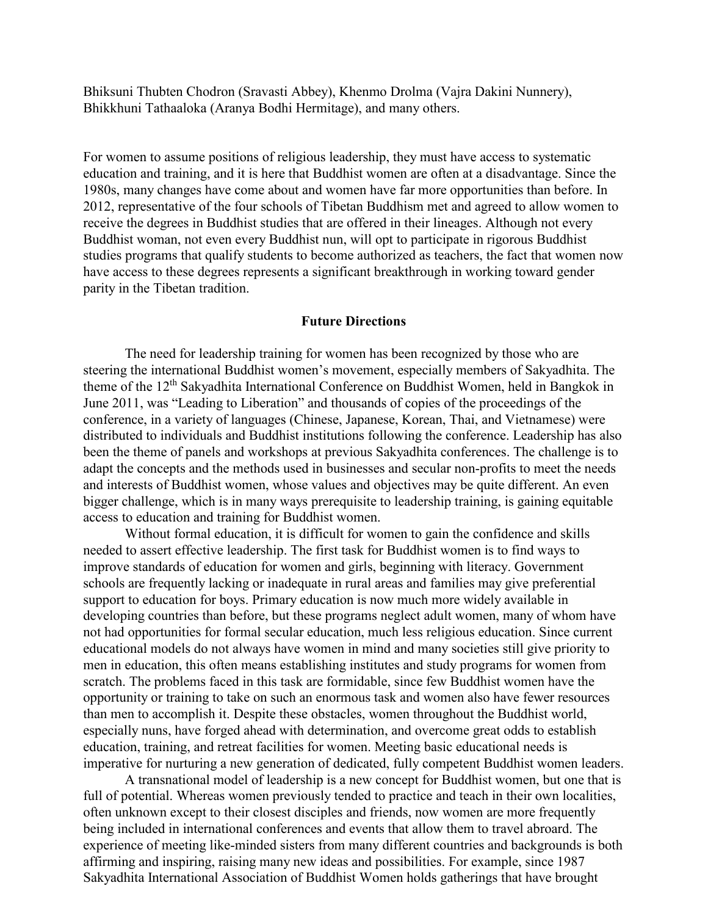Bhiksuni Thubten Chodron (Sravasti Abbey), Khenmo Drolma (Vajra Dakini Nunnery), Bhikkhuni Tathaaloka (Aranya Bodhi Hermitage), and many others.

For women to assume positions of religious leadership, they must have access to systematic education and training, and it is here that Buddhist women are often at a disadvantage. Since the 1980s, many changes have come about and women have far more opportunities than before. In 2012, representative of the four schools of Tibetan Buddhism met and agreed to allow women to receive the degrees in Buddhist studies that are offered in their lineages. Although not every Buddhist woman, not even every Buddhist nun, will opt to participate in rigorous Buddhist studies programs that qualify students to become authorized as teachers, the fact that women now have access to these degrees represents a significant breakthrough in working toward gender parity in the Tibetan tradition.

## Future Directions

The need for leadership training for women has been recognized by those who are steering the international Buddhist women's movement, especially members of Sakyadhita. The theme of the 12th Sakyadhita International Conference on Buddhist Women, held in Bangkok in June 2011, was "Leading to Liberation" and thousands of copies of the proceedings of the conference, in a variety of languages (Chinese, Japanese, Korean, Thai, and Vietnamese) were distributed to individuals and Buddhist institutions following the conference. Leadership has also been the theme of panels and workshops at previous Sakyadhita conferences. The challenge is to adapt the concepts and the methods used in businesses and secular non-profits to meet the needs and interests of Buddhist women, whose values and objectives may be quite different. An even bigger challenge, which is in many ways prerequisite to leadership training, is gaining equitable access to education and training for Buddhist women.

Without formal education, it is difficult for women to gain the confidence and skills needed to assert effective leadership. The first task for Buddhist women is to find ways to improve standards of education for women and girls, beginning with literacy. Government schools are frequently lacking or inadequate in rural areas and families may give preferential support to education for boys. Primary education is now much more widely available in developing countries than before, but these programs neglect adult women, many of whom have not had opportunities for formal secular education, much less religious education. Since current educational models do not always have women in mind and many societies still give priority to men in education, this often means establishing institutes and study programs for women from scratch. The problems faced in this task are formidable, since few Buddhist women have the opportunity or training to take on such an enormous task and women also have fewer resources than men to accomplish it. Despite these obstacles, women throughout the Buddhist world, especially nuns, have forged ahead with determination, and overcome great odds to establish education, training, and retreat facilities for women. Meeting basic educational needs is imperative for nurturing a new generation of dedicated, fully competent Buddhist women leaders.

A transnational model of leadership is a new concept for Buddhist women, but one that is full of potential. Whereas women previously tended to practice and teach in their own localities, often unknown except to their closest disciples and friends, now women are more frequently being included in international conferences and events that allow them to travel abroard. The experience of meeting like-minded sisters from many different countries and backgrounds is both affirming and inspiring, raising many new ideas and possibilities. For example, since 1987 Sakyadhita International Association of Buddhist Women holds gatherings that have brought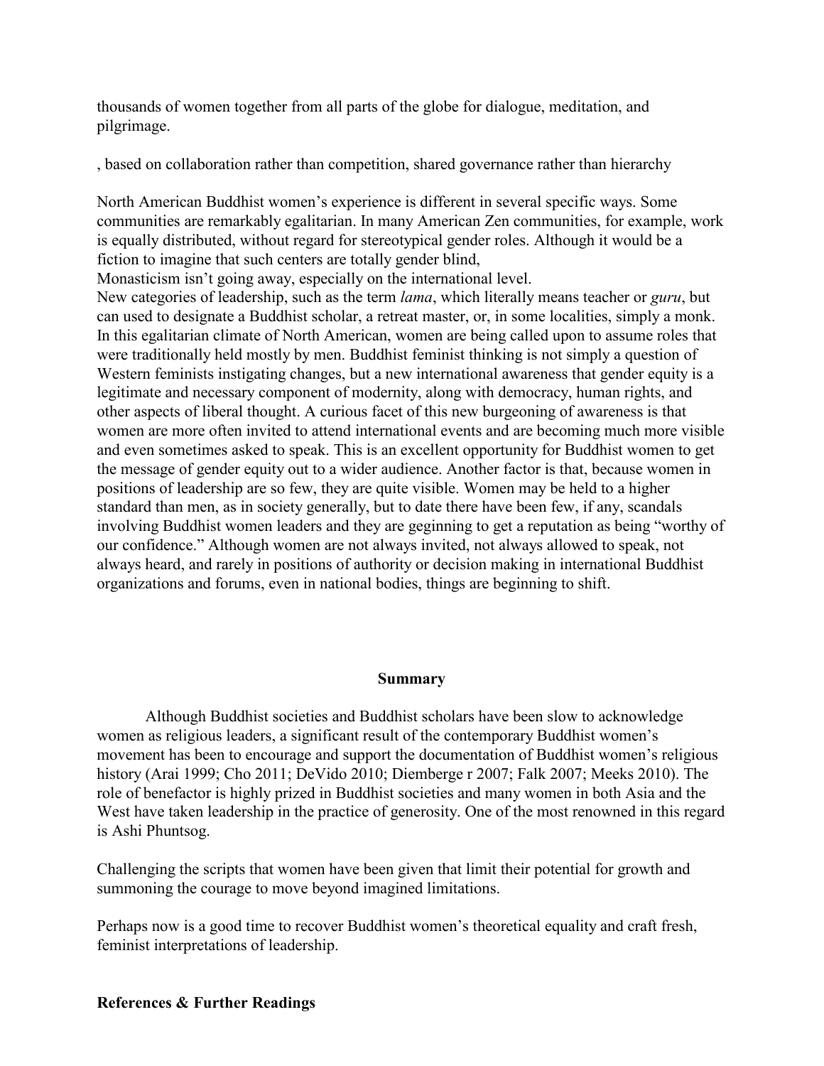thousands of women together from all parts of the globe for dialogue, meditation, and pilgrimage.

, based on collaboration rather than competition, shared governance rather than hierarchy

North American Buddhist women's experience is different in several specific ways. Some communities are remarkably egalitarian. In many American Zen communities, for example, work is equally distributed, without regard for stereotypical gender roles. Although it would be a fiction to imagine that such centers are totally gender blind,

Monasticism isn't going away, especially on the international level.

New categories of leadership, such as the term *lama*, which literally means teacher or *guru*, but can used to designate a Buddhist scholar, a retreat master, or, in some localities, simply a monk. In this egalitarian climate of North American, women are being called upon to assume roles that were traditionally held mostly by men. Buddhist feminist thinking is not simply a question of Western feminists instigating changes, but a new international awareness that gender equity is a legitimate and necessary component of modernity, along with democracy, human rights, and other aspects of liberal thought. A curious facet of this new burgeoning of awareness is that women are more often invited to attend international events and are becoming much more visible and even sometimes asked to speak. This is an excellent opportunity for Buddhist women to get the message of gender equity out to a wider audience. Another factor is that, because women in positions of leadership are so few, they are quite visible. Women may be held to a higher standard than men, as in society generally, but to date there have been few, if any, scandals involving Buddhist women leaders and they are geginning to get a reputation as being "worthy of our confidence." Although women are not always invited, not always allowed to speak, not always heard, and rarely in positions of authority or decision making in international Buddhist organizations and forums, even in national bodies, things are beginning to shift.

## Summary

Although Buddhist societies and Buddhist scholars have been slow to acknowledge women as religious leaders, a significant result of the contemporary Buddhist women's movement has been to encourage and support the documentation of Buddhist women's religious history (Arai 1999; Cho 2011; DeVido 2010; Diemberge r 2007; Falk 2007; Meeks 2010). The role of benefactor is highly prized in Buddhist societies and many women in both Asia and the West have taken leadership in the practice of generosity. One of the most renowned in this regard is Ashi Phuntsog.

Challenging the scripts that women have been given that limit their potential for growth and summoning the courage to move beyond imagined limitations.

Perhaps now is a good time to recover Buddhist women's theoretical equality and craft fresh, feminist interpretations of leadership.

## References & Further Readings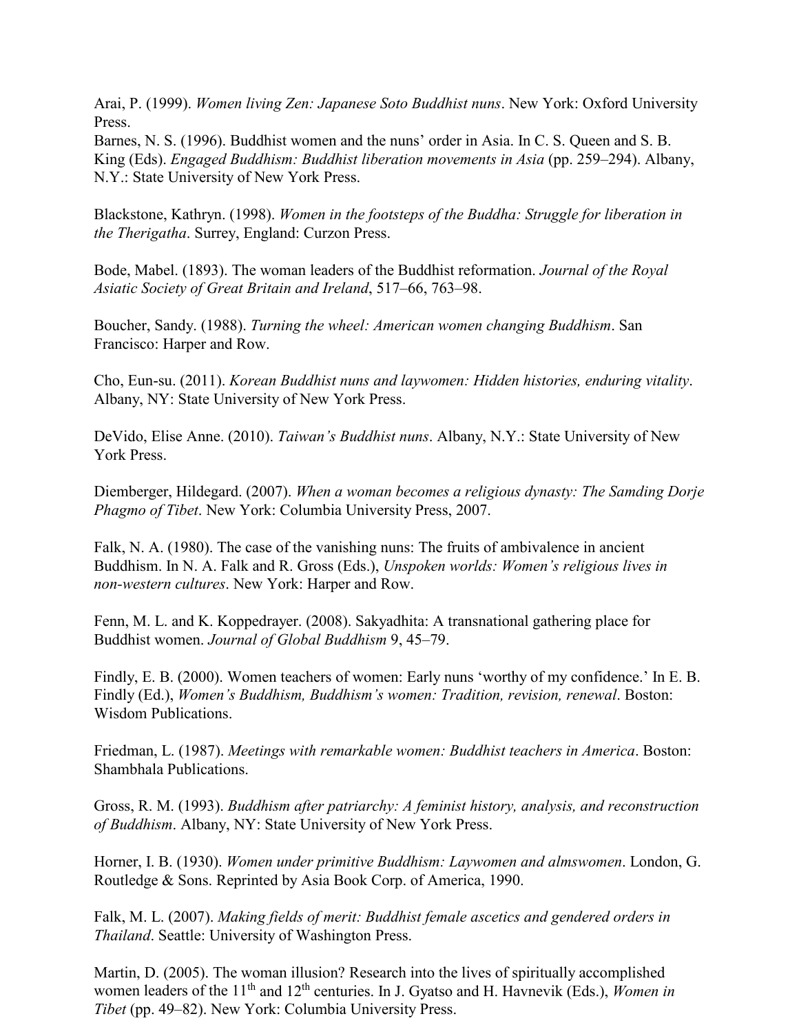Arai, P. (1999). *Women living Zen: Japanese Soto Buddhist nuns*. New York: Oxford University Press.
Barnes, N. S. (1996). Buddhist women and the nuns' order in Asia. In C. S. Queen and S. B. King (Eds). *Engaged Buddhism: Buddhist liberation movements in Asia* (pp. 259–294). Albany, N.Y.: State University of New York Press.

Blackstone, Kathryn. (1998). *Women in the footsteps of the Buddha: Struggle for liberation in the Therigatha*. Surrey, England: Curzon Press.

Bode, Mabel. (1893). The woman leaders of the Buddhist reformation. *Journal of the Royal Asiatic Society of Great Britain and Ireland*, 517–66, 763–98.

Boucher, Sandy. (1988). *Turning the wheel: American women changing Buddhism*. San Francisco: Harper and Row.

Cho, Eun-su. (2011). *Korean Buddhist nuns and laywomen: Hidden histories, enduring vitality*. Albany, NY: State University of New York Press.

DeVido, Elise Anne. (2010). *Taiwan's Buddhist nuns*. Albany, N.Y.: State University of New York Press.

Diemberger, Hildegard. (2007). *When a woman becomes a religious dynasty: The Samding Dorje Phagmo of Tibet*. New York: Columbia University Press, 2007.

Falk, N. A. (1980). The case of the vanishing nuns: The fruits of ambivalence in ancient Buddhism. In N. A. Falk and R. Gross (Eds.), *Unspoken worlds: Women's religious lives in non-western cultures*. New York: Harper and Row.

Fenn, M. L. and K. Koppedrayer. (2008). Sakyadhita: A transnational gathering place for Buddhist women. *Journal of Global Buddhism* 9, 45–79.

Findly, E. B. (2000). Women teachers of women: Early nuns 'worthy of my confidence.' In E. B. Findly (Ed.), *Women's Buddhism, Buddhism's women: Tradition, revision, renewal*. Boston: Wisdom Publications.

Friedman, L. (1987). *Meetings with remarkable women: Buddhist teachers in America*. Boston: Shambhala Publications.

Gross, R. M. (1993). *Buddhism after patriarchy: A feminist history, analysis, and reconstruction of Buddhism*. Albany, NY: State University of New York Press.

Horner, I. B. (1930). *Women under primitive Buddhism: Laywomen and almswomen*. London, G. Routledge & Sons. Reprinted by Asia Book Corp. of America, 1990.

Falk, M. L. (2007). *Making fields of merit: Buddhist female ascetics and gendered orders in Thailand*. Seattle: University of Washington Press.

Martin, D. (2005). The woman illusion? Research into the lives of spiritually accomplished women leaders of the 11th and 12th centuries. In J. Gyatso and H. Havnevik (Eds.), *Women in Tibet* (pp. 49–82). New York: Columbia University Press.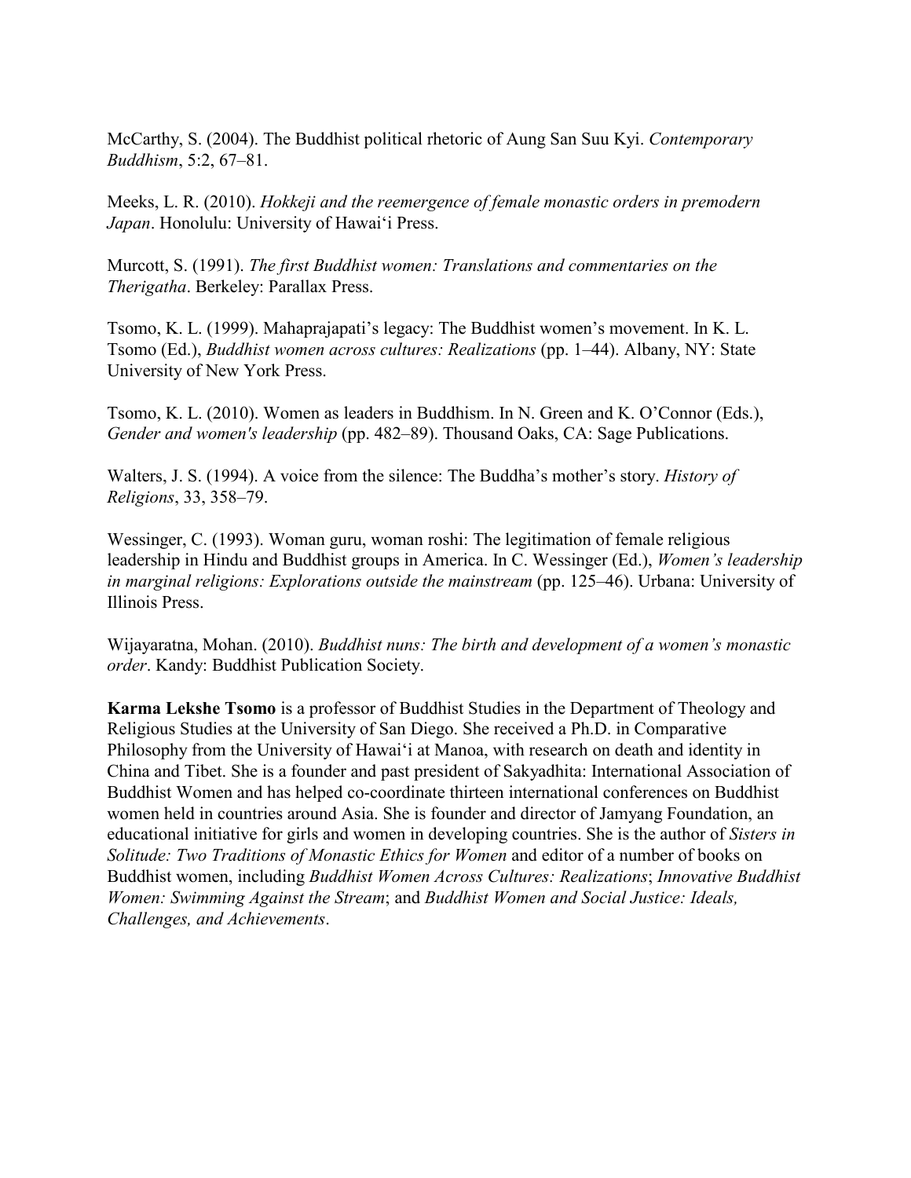McCarthy, S. (2004). The Buddhist political rhetoric of Aung San Suu Kyi. *Contemporary Buddhism*, 5:2, 67–81.

Meeks, L. R. (2010). *Hokkeji and the reemergence of female monastic orders in premodern Japan*. Honolulu: University of Hawai'i Press.

Murcott, S. (1991). *The first Buddhist women: Translations and commentaries on the Therigatha*. Berkeley: Parallax Press.

Tsomo, K. L. (1999). Mahaprajapati's legacy: The Buddhist women's movement. In K. L. Tsomo (Ed.), *Buddhist women across cultures: Realizations* (pp. 1–44). Albany, NY: State University of New York Press.

Tsomo, K. L. (2010). Women as leaders in Buddhism. In N. Green and K. O'Connor (Eds.), *Gender and women's leadership* (pp. 482–89). Thousand Oaks, CA: Sage Publications.

Walters, J. S. (1994). A voice from the silence: The Buddha's mother's story. *History of Religions*, 33, 358–79.

Wessinger, C. (1993). Woman guru, woman roshi: The legitimation of female religious leadership in Hindu and Buddhist groups in America. In C. Wessinger (Ed.), *Women's leadership in marginal religions: Explorations outside the mainstream* (pp. 125–46). Urbana: University of Illinois Press.

Wijayaratna, Mohan. (2010). *Buddhist nuns: The birth and development of a women's monastic order*. Kandy: Buddhist Publication Society.

**Karma Lekshe Tsomo** is a professor of Buddhist Studies in the Department of Theology and Religious Studies at the University of San Diego. She received a Ph.D. in Comparative Philosophy from the University of Hawai'i at Manoa, with research on death and identity in China and Tibet. She is a founder and past president of Sakyadhita: International Association of Buddhist Women and has helped co-coordinate thirteen international conferences on Buddhist women held in countries around Asia. She is founder and director of Jamyang Foundation, an educational initiative for girls and women in developing countries. She is the author of *Sisters in Solitude: Two Traditions of Monastic Ethics for Women* and editor of a number of books on Buddhist women, including *Buddhist Women Across Cultures: Realizations*; *Innovative Buddhist Women: Swimming Against the Stream*; and *Buddhist Women and Social Justice: Ideals, Challenges, and Achievements*.